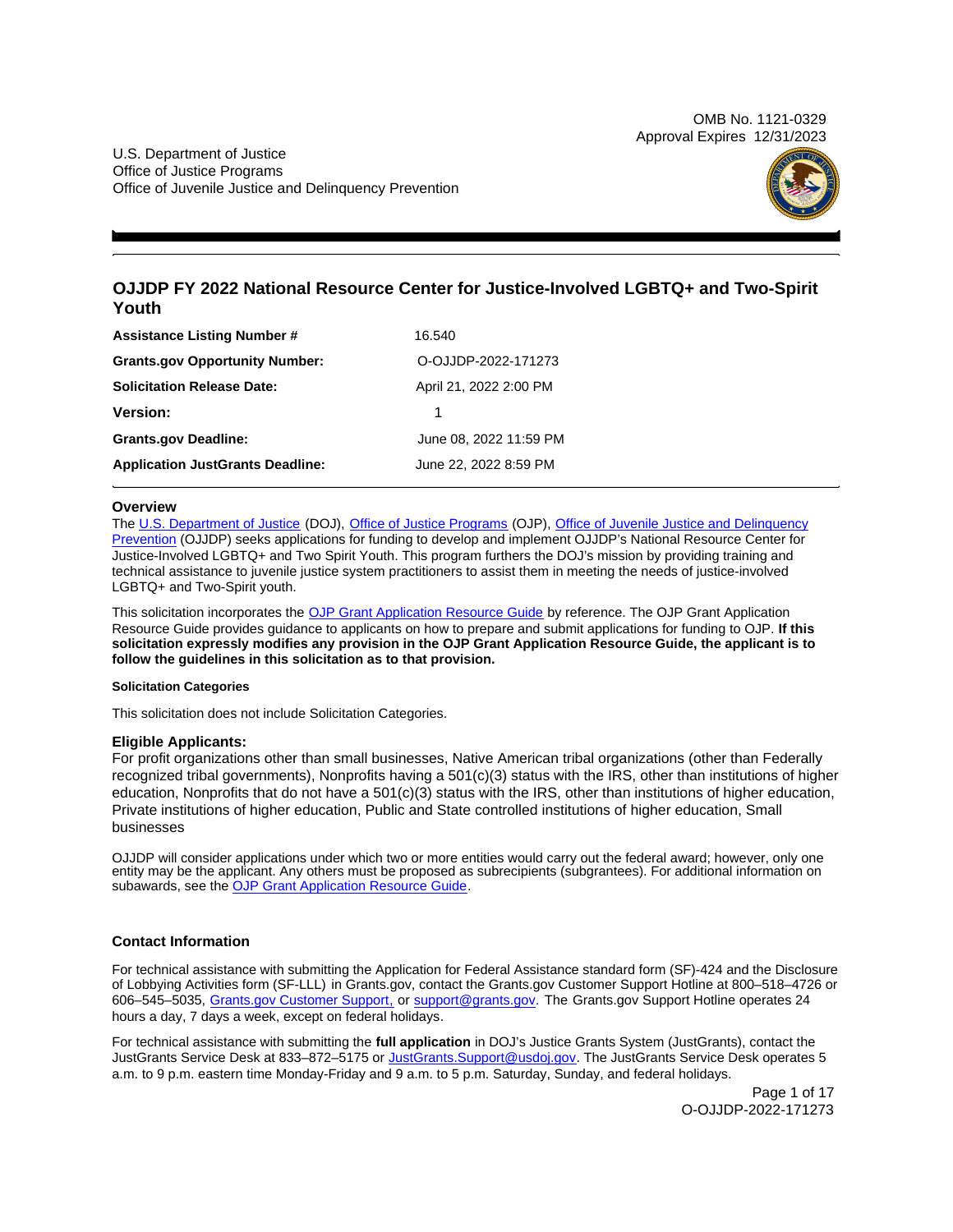OMB No. 1121-0329
Approval Expires 12/31/2023

U.S. Department of Justice
Office of Justice Programs
Office of Juvenile Justice and Delinquency Prevention

# OJJDP FY 2022 National Resource Center for Justice-Involved LGBTQ+ and Two-Spirit Youth

| | |
|---|---|
| **Assistance Listing Number #** | 16.540 |
| **Grants.gov Opportunity Number:** | O-OJJDP-2022-171273 |
| **Solicitation Release Date:** | April 21, 2022 2:00 PM |
| **Version:** | 1 |
| **Grants.gov Deadline:** | June 08, 2022 11:59 PM |
| **Application JustGrants Deadline:** | June 22, 2022 8:59 PM |

## Overview

The U.S. Department of Justice (DOJ), Office of Justice Programs (OJP), Office of Juvenile Justice and Delinquency Prevention (OJJDP) seeks applications for funding to develop and implement OJJDP's National Resource Center for Justice-Involved LGBTQ+ and Two Spirit Youth. This program furthers the DOJ's mission by providing training and technical assistance to juvenile justice system practitioners to assist them in meeting the needs of justice-involved LGBTQ+ and Two-Spirit youth.

This solicitation incorporates the OJP Grant Application Resource Guide by reference. The OJP Grant Application Resource Guide provides guidance to applicants on how to prepare and submit applications for funding to OJP. **If this solicitation expressly modifies any provision in the OJP Grant Application Resource Guide, the applicant is to follow the guidelines in this solicitation as to that provision.**

#### Solicitation Categories

This solicitation does not include Solicitation Categories.

### Eligible Applicants:

For profit organizations other than small businesses, Native American tribal organizations (other than Federally recognized tribal governments), Nonprofits having a 501(c)(3) status with the IRS, other than institutions of higher education, Nonprofits that do not have a 501(c)(3) status with the IRS, other than institutions of higher education, Private institutions of higher education, Public and State controlled institutions of higher education, Small businesses

OJJDP will consider applications under which two or more entities would carry out the federal award; however, only one entity may be the applicant. Any others must be proposed as subrecipients (subgrantees). For additional information on subawards, see the OJP Grant Application Resource Guide.

### Contact Information

For technical assistance with submitting the Application for Federal Assistance standard form (SF)-424 and the Disclosure of Lobbying Activities form (SF-LLL) in Grants.gov, contact the Grants.gov Customer Support Hotline at 800–518–4726 or 606–545–5035, Grants.gov Customer Support, or support@grants.gov. The Grants.gov Support Hotline operates 24 hours a day, 7 days a week, except on federal holidays.

For technical assistance with submitting the **full application** in DOJ's Justice Grants System (JustGrants), contact the JustGrants Service Desk at 833–872–5175 or JustGrants.Support@usdoj.gov. The JustGrants Service Desk operates 5 a.m. to 9 p.m. eastern time Monday-Friday and 9 a.m. to 5 p.m. Saturday, Sunday, and federal holidays.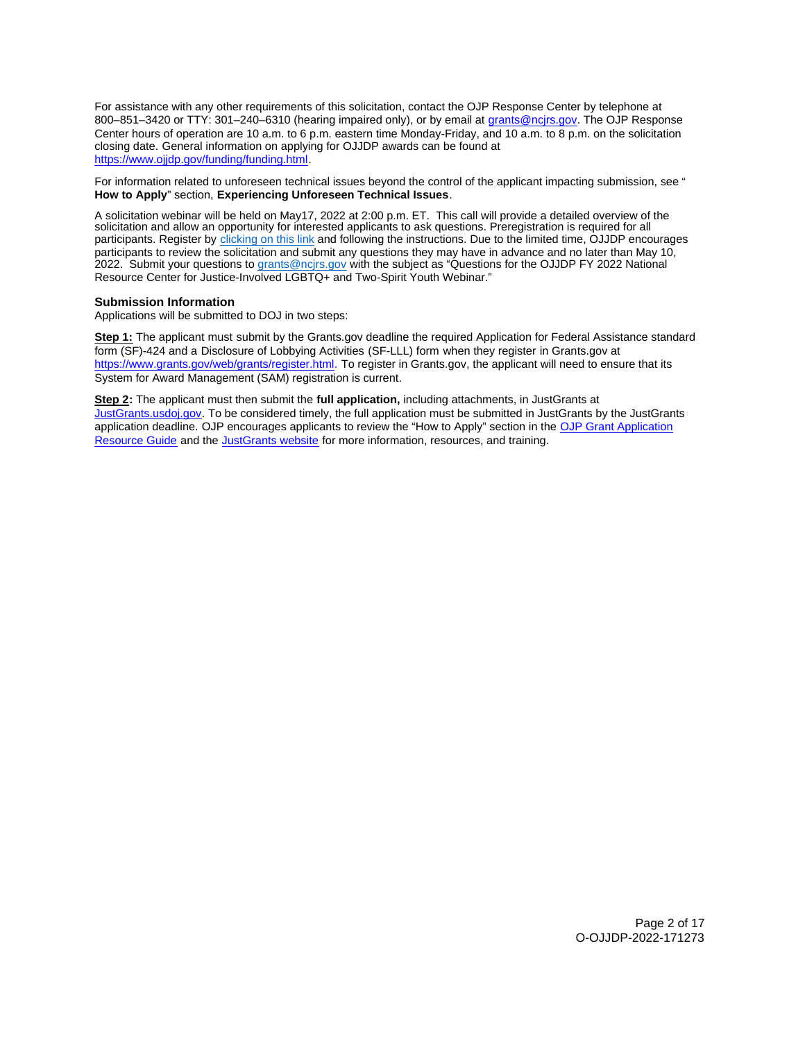For assistance with any other requirements of this solicitation, contact the OJP Response Center by telephone at 800–851–3420 or TTY: 301–240–6310 (hearing impaired only), or by email at [grants@ncjrs.gov](mailto:grants@ncjrs.gov). The OJP Response Center hours of operation are 10 a.m. to 6 p.m. eastern time Monday-Friday, and 10 a.m. to 8 p.m. on the solicitation closing date. General information on applying for OJJDP awards can be found at [https://www.ojjdp.gov/funding/funding.html](https://www.ojjdp.gov/funding/funding.html).

For information related to unforeseen technical issues beyond the control of the applicant impacting submission, see " **How to Apply**" section, **Experiencing Unforeseen Technical Issues**.

A solicitation webinar will be held on May17, 2022 at 2:00 p.m. ET. This call will provide a detailed overview of the solicitation and allow an opportunity for interested applicants to ask questions. Preregistration is required for all participants. Register by clicking on this link and following the instructions. Due to the limited time, OJJDP encourages participants to review the solicitation and submit any questions they may have in advance and no later than May 10, 2022. Submit your questions to [grants@ncjrs.gov](mailto:grants@ncjrs.gov) with the subject as "Questions for the OJJDP FY 2022 National Resource Center for Justice-Involved LGBTQ+ and Two-Spirit Youth Webinar."

### Submission Information

Applications will be submitted to DOJ in two steps:

**Step 1:** The applicant must submit by the Grants.gov deadline the required Application for Federal Assistance standard form (SF)-424 and a Disclosure of Lobbying Activities (SF-LLL) form when they register in Grants.gov at [https://www.grants.gov/web/grants/register.html](https://www.grants.gov/web/grants/register.html). To register in Grants.gov, the applicant will need to ensure that its System for Award Management (SAM) registration is current.

**Step 2:** The applicant must then submit the **full application,** including attachments, in JustGrants at [JustGrants.usdoj.gov](https://justgrants.usdoj.gov). To be considered timely, the full application must be submitted in JustGrants by the JustGrants application deadline. OJP encourages applicants to review the "How to Apply" section in the OJP Grant Application Resource Guide and the JustGrants website for more information, resources, and training.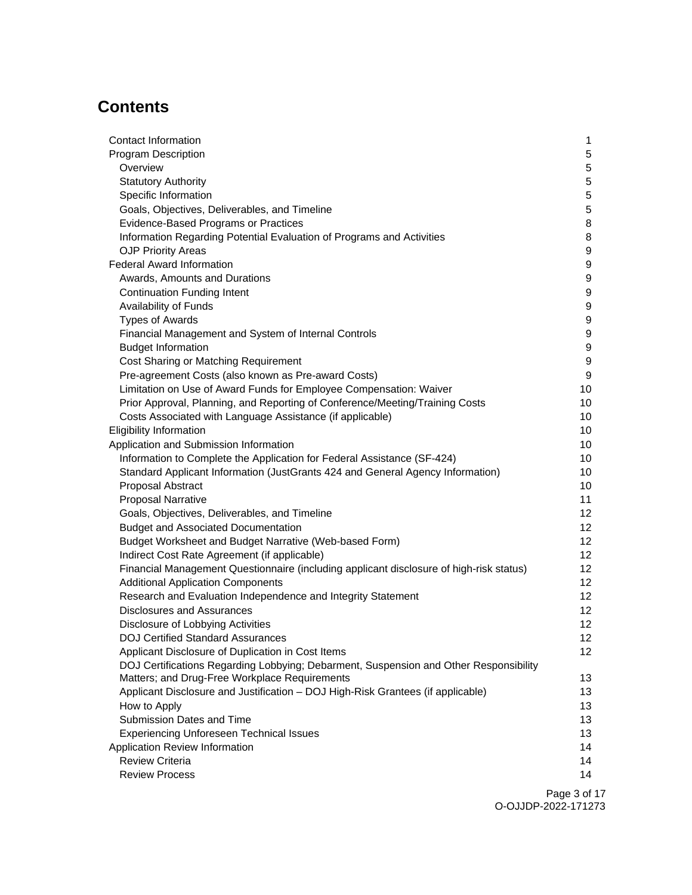# Contents

| | |
|---|---|
| Contact Information | 1 |
| Program Description | 5 |
| Overview | 5 |
| Statutory Authority | 5 |
| Specific Information | 5 |
| Goals, Objectives, Deliverables, and Timeline | 5 |
| Evidence-Based Programs or Practices | 8 |
| Information Regarding Potential Evaluation of Programs and Activities | 8 |
| OJP Priority Areas | 9 |
| Federal Award Information | 9 |
| Awards, Amounts and Durations | 9 |
| Continuation Funding Intent | 9 |
| Availability of Funds | 9 |
| Types of Awards | 9 |
| Financial Management and System of Internal Controls | 9 |
| Budget Information | 9 |
| Cost Sharing or Matching Requirement | 9 |
| Pre-agreement Costs (also known as Pre-award Costs) | 9 |
| Limitation on Use of Award Funds for Employee Compensation: Waiver | 10 |
| Prior Approval, Planning, and Reporting of Conference/Meeting/Training Costs | 10 |
| Costs Associated with Language Assistance (if applicable) | 10 |
| Eligibility Information | 10 |
| Application and Submission Information | 10 |
| Information to Complete the Application for Federal Assistance (SF-424) | 10 |
| Standard Applicant Information (JustGrants 424 and General Agency Information) | 10 |
| Proposal Abstract | 10 |
| Proposal Narrative | 11 |
| Goals, Objectives, Deliverables, and Timeline | 12 |
| Budget and Associated Documentation | 12 |
| Budget Worksheet and Budget Narrative (Web-based Form) | 12 |
| Indirect Cost Rate Agreement (if applicable) | 12 |
| Financial Management Questionnaire (including applicant disclosure of high-risk status) | 12 |
| Additional Application Components | 12 |
| Research and Evaluation Independence and Integrity Statement | 12 |
| Disclosures and Assurances | 12 |
| Disclosure of Lobbying Activities | 12 |
| DOJ Certified Standard Assurances | 12 |
| Applicant Disclosure of Duplication in Cost Items | 12 |
| DOJ Certifications Regarding Lobbying; Debarment, Suspension and Other Responsibility Matters; and Drug-Free Workplace Requirements | 13 |
| Applicant Disclosure and Justification – DOJ High-Risk Grantees (if applicable) | 13 |
| How to Apply | 13 |
| Submission Dates and Time | 13 |
| Experiencing Unforeseen Technical Issues | 13 |
| Application Review Information | 14 |
| Review Criteria | 14 |
| Review Process | 14 |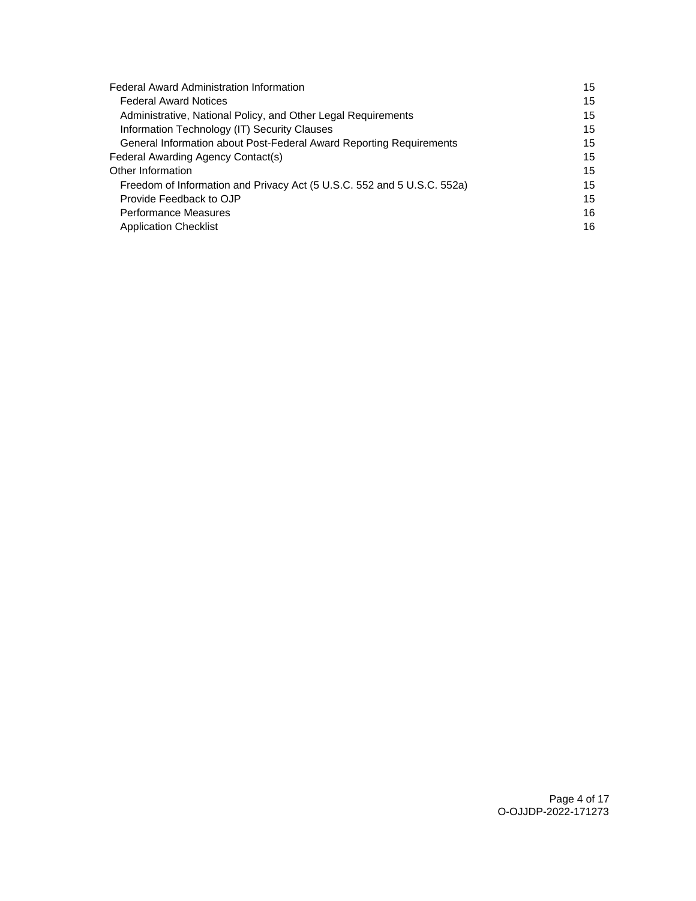- Federal Award Administration Information 15
  - Federal Award Notices 15
  - Administrative, National Policy, and Other Legal Requirements 15
  - Information Technology (IT) Security Clauses 15
  - General Information about Post-Federal Award Reporting Requirements 15
- Federal Awarding Agency Contact(s) 15
- Other Information 15
  - Freedom of Information and Privacy Act (5 U.S.C. 552 and 5 U.S.C. 552a) 15
  - Provide Feedback to OJP 15
  - Performance Measures 16
  - Application Checklist 16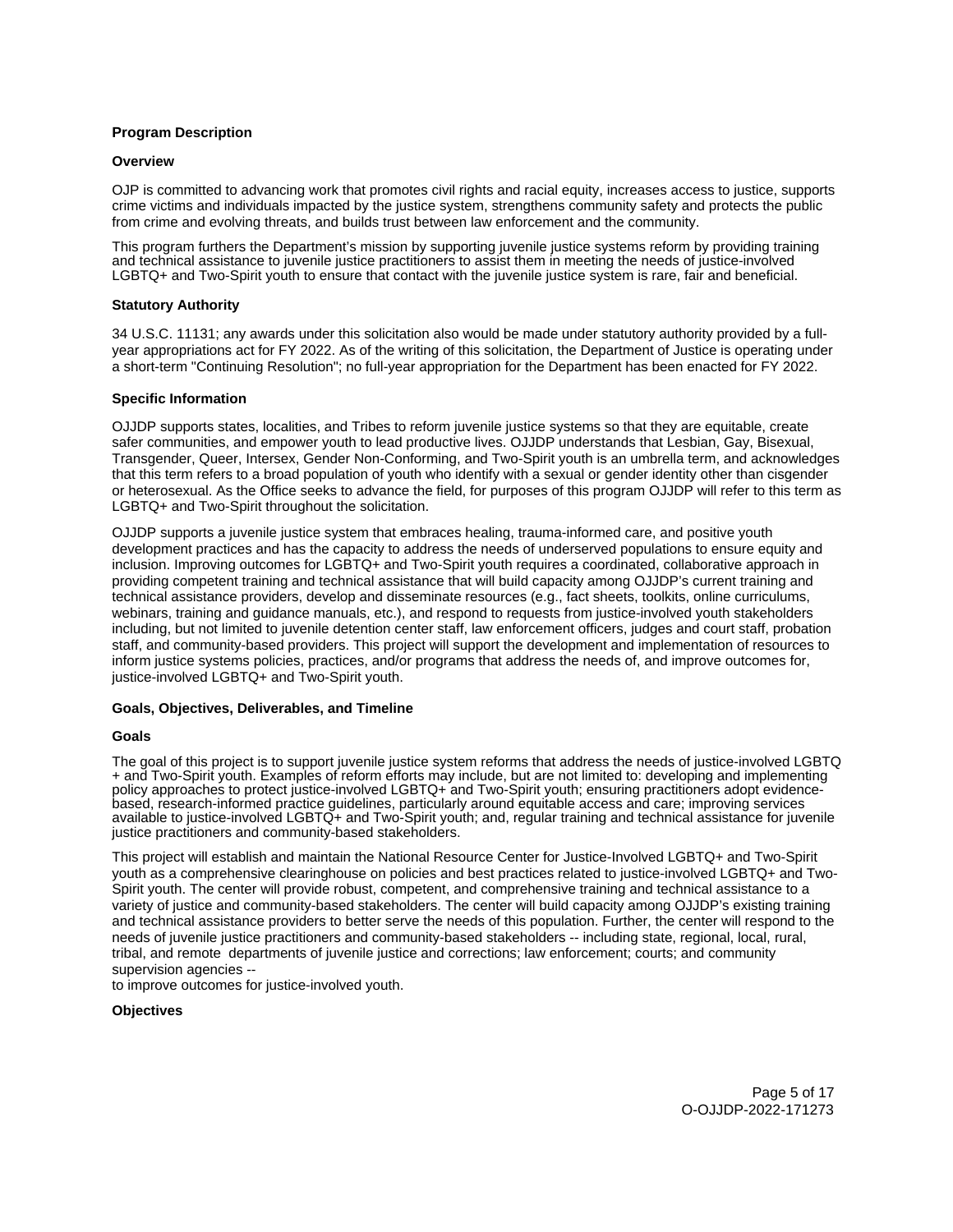## Program Description

### Overview

OJP is committed to advancing work that promotes civil rights and racial equity, increases access to justice, supports crime victims and individuals impacted by the justice system, strengthens community safety and protects the public from crime and evolving threats, and builds trust between law enforcement and the community.

This program furthers the Department's mission by supporting juvenile justice systems reform by providing training and technical assistance to juvenile justice practitioners to assist them in meeting the needs of justice-involved LGBTQ+ and Two-Spirit youth to ensure that contact with the juvenile justice system is rare, fair and beneficial.

### Statutory Authority

34 U.S.C. 11131; any awards under this solicitation also would be made under statutory authority provided by a full-year appropriations act for FY 2022. As of the writing of this solicitation, the Department of Justice is operating under a short-term "Continuing Resolution"; no full-year appropriation for the Department has been enacted for FY 2022.

### Specific Information

OJJDP supports states, localities, and Tribes to reform juvenile justice systems so that they are equitable, create safer communities, and empower youth to lead productive lives. OJJDP understands that Lesbian, Gay, Bisexual, Transgender, Queer, Intersex, Gender Non-Conforming, and Two-Spirit youth is an umbrella term, and acknowledges that this term refers to a broad population of youth who identify with a sexual or gender identity other than cisgender or heterosexual. As the Office seeks to advance the field, for purposes of this program OJJDP will refer to this term as LGBTQ+ and Two-Spirit throughout the solicitation.

OJJDP supports a juvenile justice system that embraces healing, trauma-informed care, and positive youth development practices and has the capacity to address the needs of underserved populations to ensure equity and inclusion. Improving outcomes for LGBTQ+ and Two-Spirit youth requires a coordinated, collaborative approach in providing competent training and technical assistance that will build capacity among OJJDP's current training and technical assistance providers, develop and disseminate resources (e.g., fact sheets, toolkits, online curriculums, webinars, training and guidance manuals, etc.), and respond to requests from justice-involved youth stakeholders including, but not limited to juvenile detention center staff, law enforcement officers, judges and court staff, probation staff, and community-based providers. This project will support the development and implementation of resources to inform justice systems policies, practices, and/or programs that address the needs of, and improve outcomes for, justice-involved LGBTQ+ and Two-Spirit youth.

### Goals, Objectives, Deliverables, and Timeline

#### Goals

The goal of this project is to support juvenile justice system reforms that address the needs of justice-involved LGBTQ+ and Two-Spirit youth. Examples of reform efforts may include, but are not limited to: developing and implementing policy approaches to protect justice-involved LGBTQ+ and Two-Spirit youth; ensuring practitioners adopt evidence-based, research-informed practice guidelines, particularly around equitable access and care; improving services available to justice-involved LGBTQ+ and Two-Spirit youth; and, regular training and technical assistance for juvenile justice practitioners and community-based stakeholders.

This project will establish and maintain the National Resource Center for Justice-Involved LGBTQ+ and Two-Spirit youth as a comprehensive clearinghouse on policies and best practices related to justice-involved LGBTQ+ and Two-Spirit youth. The center will provide robust, competent, and comprehensive training and technical assistance to a variety of justice and community-based stakeholders. The center will build capacity among OJJDP's existing training and technical assistance providers to better serve the needs of this population. Further, the center will respond to the needs of juvenile justice practitioners and community-based stakeholders -- including state, regional, local, rural, tribal, and remote departments of juvenile justice and corrections; law enforcement; courts; and community supervision agencies -- to improve outcomes for justice-involved youth.

#### Objectives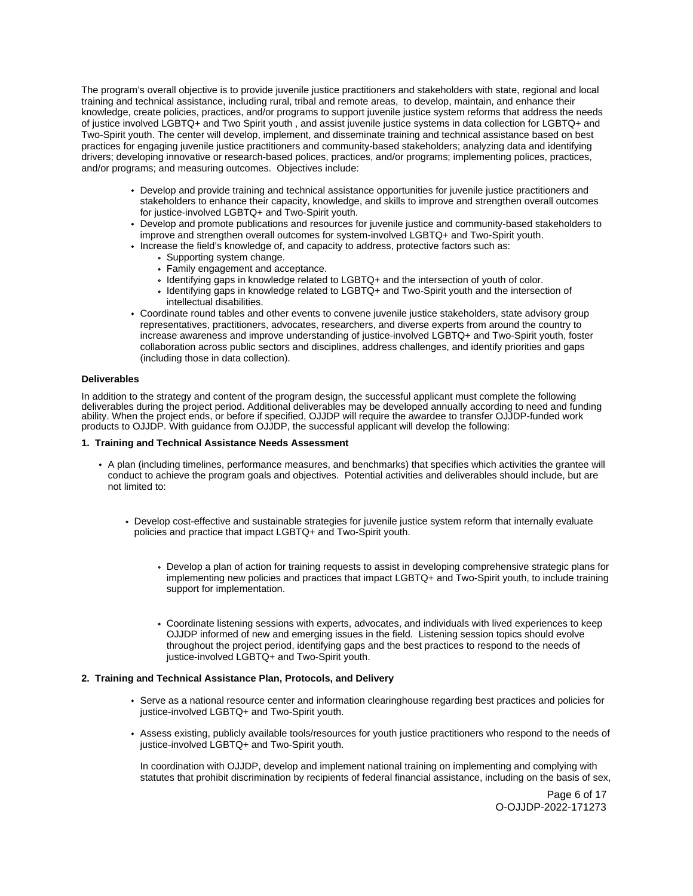The program's overall objective is to provide juvenile justice practitioners and stakeholders with state, regional and local training and technical assistance, including rural, tribal and remote areas, to develop, maintain, and enhance their knowledge, create policies, practices, and/or programs to support juvenile justice system reforms that address the needs of justice involved LGBTQ+ and Two Spirit youth , and assist juvenile justice systems in data collection for LGBTQ+ and Two-Spirit youth. The center will develop, implement, and disseminate training and technical assistance based on best practices for engaging juvenile justice practitioners and community-based stakeholders; analyzing data and identifying drivers; developing innovative or research-based polices, practices, and/or programs; implementing polices, practices, and/or programs; and measuring outcomes. Objectives include:

- Develop and provide training and technical assistance opportunities for juvenile justice practitioners and stakeholders to enhance their capacity, knowledge, and skills to improve and strengthen overall outcomes for justice-involved LGBTQ+ and Two-Spirit youth.
- Develop and promote publications and resources for juvenile justice and community-based stakeholders to improve and strengthen overall outcomes for system-involved LGBTQ+ and Two-Spirit youth.
- Increase the field's knowledge of, and capacity to address, protective factors such as:
  - Supporting system change.
  - Family engagement and acceptance.
  - Identifying gaps in knowledge related to LGBTQ+ and the intersection of youth of color.
  - Identifying gaps in knowledge related to LGBTQ+ and Two-Spirit youth and the intersection of intellectual disabilities.
- Coordinate round tables and other events to convene juvenile justice stakeholders, state advisory group representatives, practitioners, advocates, researchers, and diverse experts from around the country to increase awareness and improve understanding of justice-involved LGBTQ+ and Two-Spirit youth, foster collaboration across public sectors and disciplines, address challenges, and identify priorities and gaps (including those in data collection).

**Deliverables**

In addition to the strategy and content of the program design, the successful applicant must complete the following deliverables during the project period. Additional deliverables may be developed annually according to need and funding ability. When the project ends, or before if specified, OJJDP will require the awardee to transfer OJJDP-funded work products to OJJDP. With guidance from OJJDP, the successful applicant will develop the following:

**1. Training and Technical Assistance Needs Assessment**

- A plan (including timelines, performance measures, and benchmarks) that specifies which activities the grantee will conduct to achieve the program goals and objectives. Potential activities and deliverables should include, but are not limited to:
  - Develop cost-effective and sustainable strategies for juvenile justice system reform that internally evaluate policies and practice that impact LGBTQ+ and Two-Spirit youth.
    - Develop a plan of action for training requests to assist in developing comprehensive strategic plans for implementing new policies and practices that impact LGBTQ+ and Two-Spirit youth, to include training support for implementation.
    - Coordinate listening sessions with experts, advocates, and individuals with lived experiences to keep OJJDP informed of new and emerging issues in the field. Listening session topics should evolve throughout the project period, identifying gaps and the best practices to respond to the needs of justice-involved LGBTQ+ and Two-Spirit youth.

**2. Training and Technical Assistance Plan, Protocols, and Delivery**

- Serve as a national resource center and information clearinghouse regarding best practices and policies for justice-involved LGBTQ+ and Two-Spirit youth.
- Assess existing, publicly available tools/resources for youth justice practitioners who respond to the needs of justice-involved LGBTQ+ and Two-Spirit youth.

  In coordination with OJJDP, develop and implement national training on implementing and complying with statutes that prohibit discrimination by recipients of federal financial assistance, including on the basis of sex,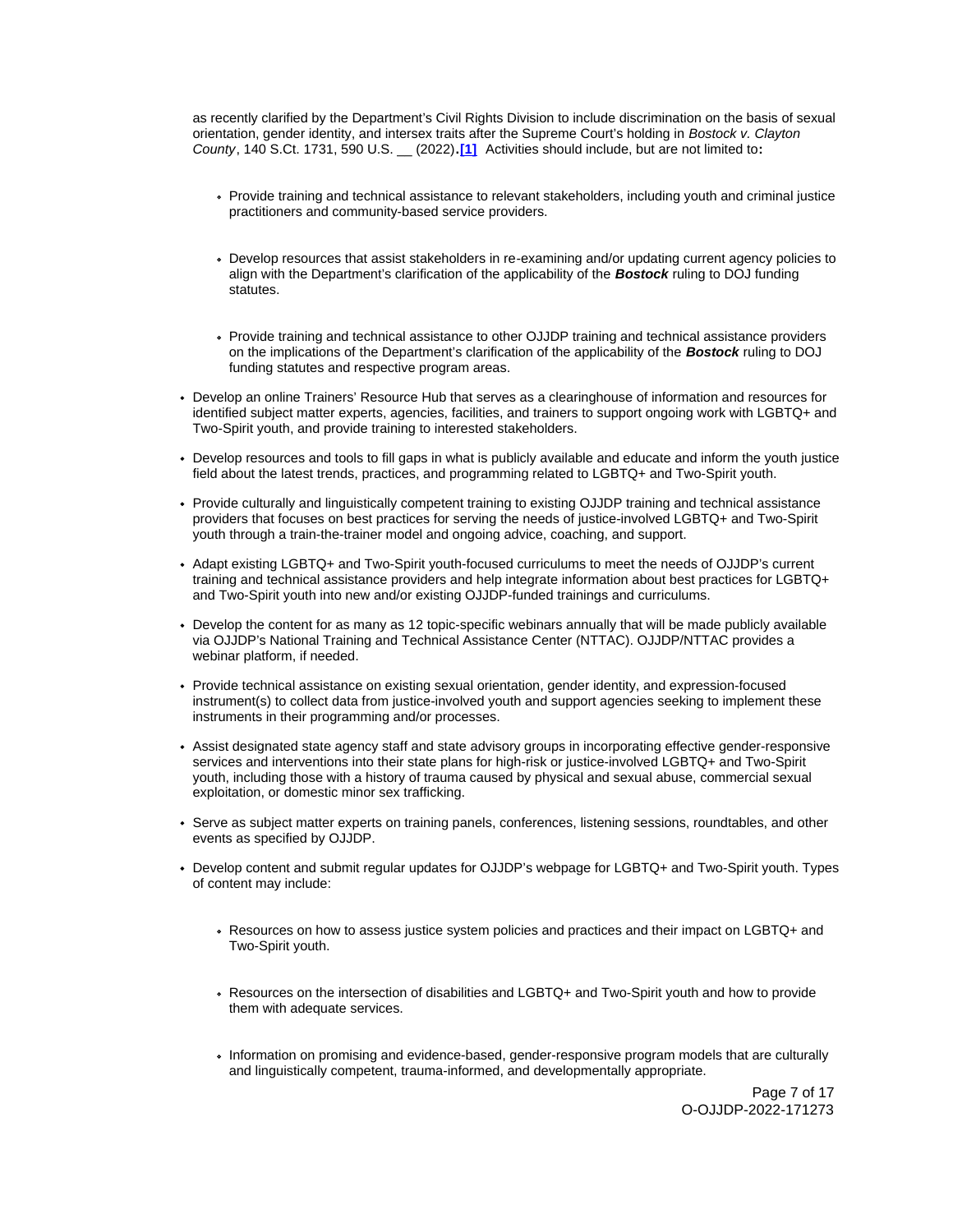as recently clarified by the Department's Civil Rights Division to include discrimination on the basis of sexual orientation, gender identity, and intersex traits after the Supreme Court's holding in *Bostock v. Clayton County*, 140 S.Ct. 1731, 590 U.S. __ (2022)**.**[1] Activities should include, but are not limited to**:**

  - Provide training and technical assistance to relevant stakeholders, including youth and criminal justice practitioners and community-based service providers.
  - Develop resources that assist stakeholders in re-examining and/or updating current agency policies to align with the Department's clarification of the applicability of the ***Bostock*** ruling to DOJ funding statutes.
  - Provide training and technical assistance to other OJJDP training and technical assistance providers on the implications of the Department's clarification of the applicability of the ***Bostock*** ruling to DOJ funding statutes and respective program areas.
- Develop an online Trainers' Resource Hub that serves as a clearinghouse of information and resources for identified subject matter experts, agencies, facilities, and trainers to support ongoing work with LGBTQ+ and Two-Spirit youth, and provide training to interested stakeholders.
- Develop resources and tools to fill gaps in what is publicly available and educate and inform the youth justice field about the latest trends, practices, and programming related to LGBTQ+ and Two-Spirit youth.
- Provide culturally and linguistically competent training to existing OJJDP training and technical assistance providers that focuses on best practices for serving the needs of justice-involved LGBTQ+ and Two-Spirit youth through a train-the-trainer model and ongoing advice, coaching, and support.
- Adapt existing LGBTQ+ and Two-Spirit youth-focused curriculums to meet the needs of OJJDP's current training and technical assistance providers and help integrate information about best practices for LGBTQ+ and Two-Spirit youth into new and/or existing OJJDP-funded trainings and curriculums.
- Develop the content for as many as 12 topic-specific webinars annually that will be made publicly available via OJJDP's National Training and Technical Assistance Center (NTTAC). OJJDP/NTTAC provides a webinar platform, if needed.
- Provide technical assistance on existing sexual orientation, gender identity, and expression-focused instrument(s) to collect data from justice-involved youth and support agencies seeking to implement these instruments in their programming and/or processes.
- Assist designated state agency staff and state advisory groups in incorporating effective gender-responsive services and interventions into their state plans for high-risk or justice-involved LGBTQ+ and Two-Spirit youth, including those with a history of trauma caused by physical and sexual abuse, commercial sexual exploitation, or domestic minor sex trafficking.
- Serve as subject matter experts on training panels, conferences, listening sessions, roundtables, and other events as specified by OJJDP.
- Develop content and submit regular updates for OJJDP's webpage for LGBTQ+ and Two-Spirit youth. Types of content may include:
  - Resources on how to assess justice system policies and practices and their impact on LGBTQ+ and Two-Spirit youth.
  - Resources on the intersection of disabilities and LGBTQ+ and Two-Spirit youth and how to provide them with adequate services.
  - Information on promising and evidence-based, gender-responsive program models that are culturally and linguistically competent, trauma-informed, and developmentally appropriate.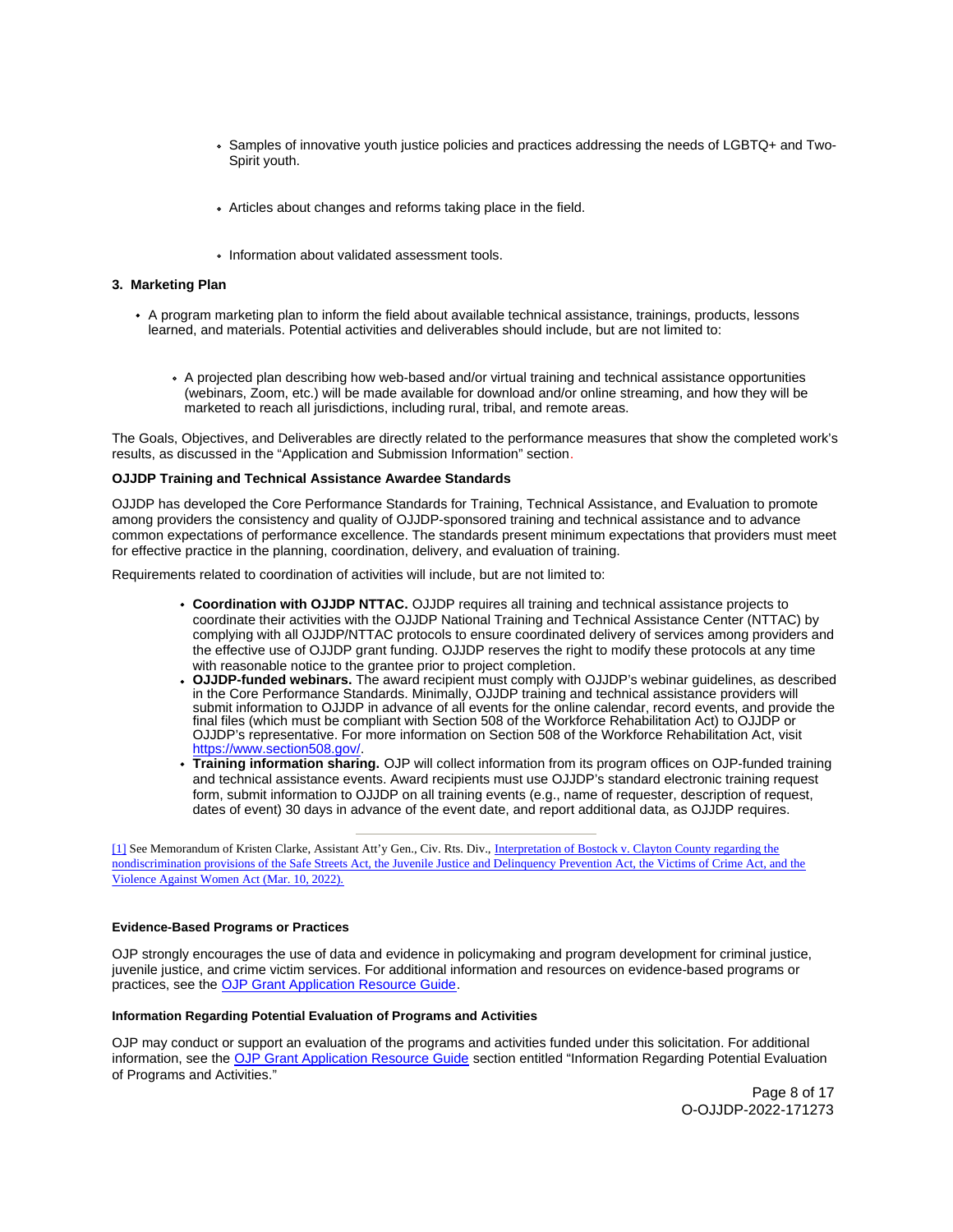- Samples of innovative youth justice policies and practices addressing the needs of LGBTQ+ and Two-Spirit youth.
- Articles about changes and reforms taking place in the field.
- Information about validated assessment tools.

**3. Marketing Plan**

- A program marketing plan to inform the field about available technical assistance, trainings, products, lessons learned, and materials. Potential activities and deliverables should include, but are not limited to:
  - A projected plan describing how web-based and/or virtual training and technical assistance opportunities (webinars, Zoom, etc.) will be made available for download and/or online streaming, and how they will be marketed to reach all jurisdictions, including rural, tribal, and remote areas.

The Goals, Objectives, and Deliverables are directly related to the performance measures that show the completed work's results, as discussed in the "Application and Submission Information" section.

**OJJDP Training and Technical Assistance Awardee Standards**

OJJDP has developed the Core Performance Standards for Training, Technical Assistance, and Evaluation to promote among providers the consistency and quality of OJJDP-sponsored training and technical assistance and to advance common expectations of performance excellence. The standards present minimum expectations that providers must meet for effective practice in the planning, coordination, delivery, and evaluation of training.

Requirements related to coordination of activities will include, but are not limited to:

- **Coordination with OJJDP NTTAC.** OJJDP requires all training and technical assistance projects to coordinate their activities with the OJJDP National Training and Technical Assistance Center (NTTAC) by complying with all OJJDP/NTTAC protocols to ensure coordinated delivery of services among providers and the effective use of OJJDP grant funding. OJJDP reserves the right to modify these protocols at any time with reasonable notice to the grantee prior to project completion.
- **OJJDP-funded webinars.** The award recipient must comply with OJJDP's webinar guidelines, as described in the Core Performance Standards. Minimally, OJJDP training and technical assistance providers will submit information to OJJDP in advance of all events for the online calendar, record events, and provide the final files (which must be compliant with Section 508 of the Workforce Rehabilitation Act) to OJJDP or OJJDP's representative. For more information on Section 508 of the Workforce Rehabilitation Act, visit https://www.section508.gov/.
- **Training information sharing.** OJP will collect information from its program offices on OJP-funded training and technical assistance events. Award recipients must use OJJDP's standard electronic training request form, submit information to OJJDP on all training events (e.g., name of requester, description of request, dates of event) 30 days in advance of the event date, and report additional data, as OJJDP requires.

---

[1] See Memorandum of Kristen Clarke, Assistant Att'y Gen., Civ. Rts. Div., Interpretation of Bostock v. Clayton County regarding the nondiscrimination provisions of the Safe Streets Act, the Juvenile Justice and Delinquency Prevention Act, the Victims of Crime Act, and the Violence Against Women Act (Mar. 10, 2022).

**Evidence-Based Programs or Practices**

OJP strongly encourages the use of data and evidence in policymaking and program development for criminal justice, juvenile justice, and crime victim services. For additional information and resources on evidence-based programs or practices, see the OJP Grant Application Resource Guide.

**Information Regarding Potential Evaluation of Programs and Activities**

OJP may conduct or support an evaluation of the programs and activities funded under this solicitation. For additional information, see the OJP Grant Application Resource Guide section entitled "Information Regarding Potential Evaluation of Programs and Activities."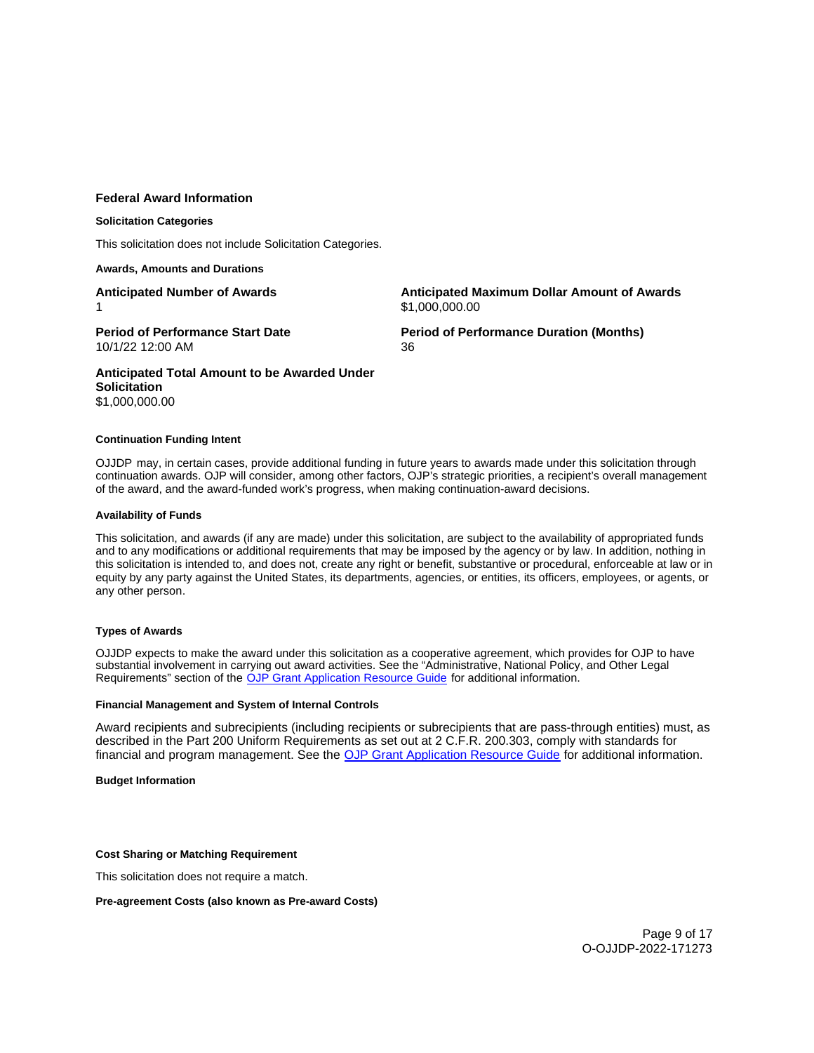## Federal Award Information

#### Solicitation Categories

This solicitation does not include Solicitation Categories.

#### Awards, Amounts and Durations

**Anticipated Number of Awards**
1

**Anticipated Maximum Dollar Amount of Awards**
$1,000,000.00

**Period of Performance Start Date**
10/1/22 12:00 AM

**Period of Performance Duration (Months)**
36

**Anticipated Total Amount to be Awarded Under Solicitation**
$1,000,000.00

#### Continuation Funding Intent

OJJDP may, in certain cases, provide additional funding in future years to awards made under this solicitation through continuation awards. OJP will consider, among other factors, OJP's strategic priorities, a recipient's overall management of the award, and the award-funded work's progress, when making continuation-award decisions.

#### Availability of Funds

This solicitation, and awards (if any are made) under this solicitation, are subject to the availability of appropriated funds and to any modifications or additional requirements that may be imposed by the agency or by law. In addition, nothing in this solicitation is intended to, and does not, create any right or benefit, substantive or procedural, enforceable at law or in equity by any party against the United States, its departments, agencies, or entities, its officers, employees, or agents, or any other person.

#### Types of Awards

OJJDP expects to make the award under this solicitation as a cooperative agreement, which provides for OJP to have substantial involvement in carrying out award activities. See the "Administrative, National Policy, and Other Legal Requirements" section of the [OJP Grant Application Resource Guide](https://www.ojp.gov/funding/apply/ojp-grant-application-resource-guide) for additional information.

#### Financial Management and System of Internal Controls

Award recipients and subrecipients (including recipients or subrecipients that are pass-through entities) must, as described in the Part 200 Uniform Requirements as set out at 2 C.F.R. 200.303, comply with standards for financial and program management. See the [OJP Grant Application Resource Guide](https://www.ojp.gov/funding/apply/ojp-grant-application-resource-guide) for additional information.

#### Budget Information

#### Cost Sharing or Matching Requirement

This solicitation does not require a match.

#### Pre-agreement Costs (also known as Pre-award Costs)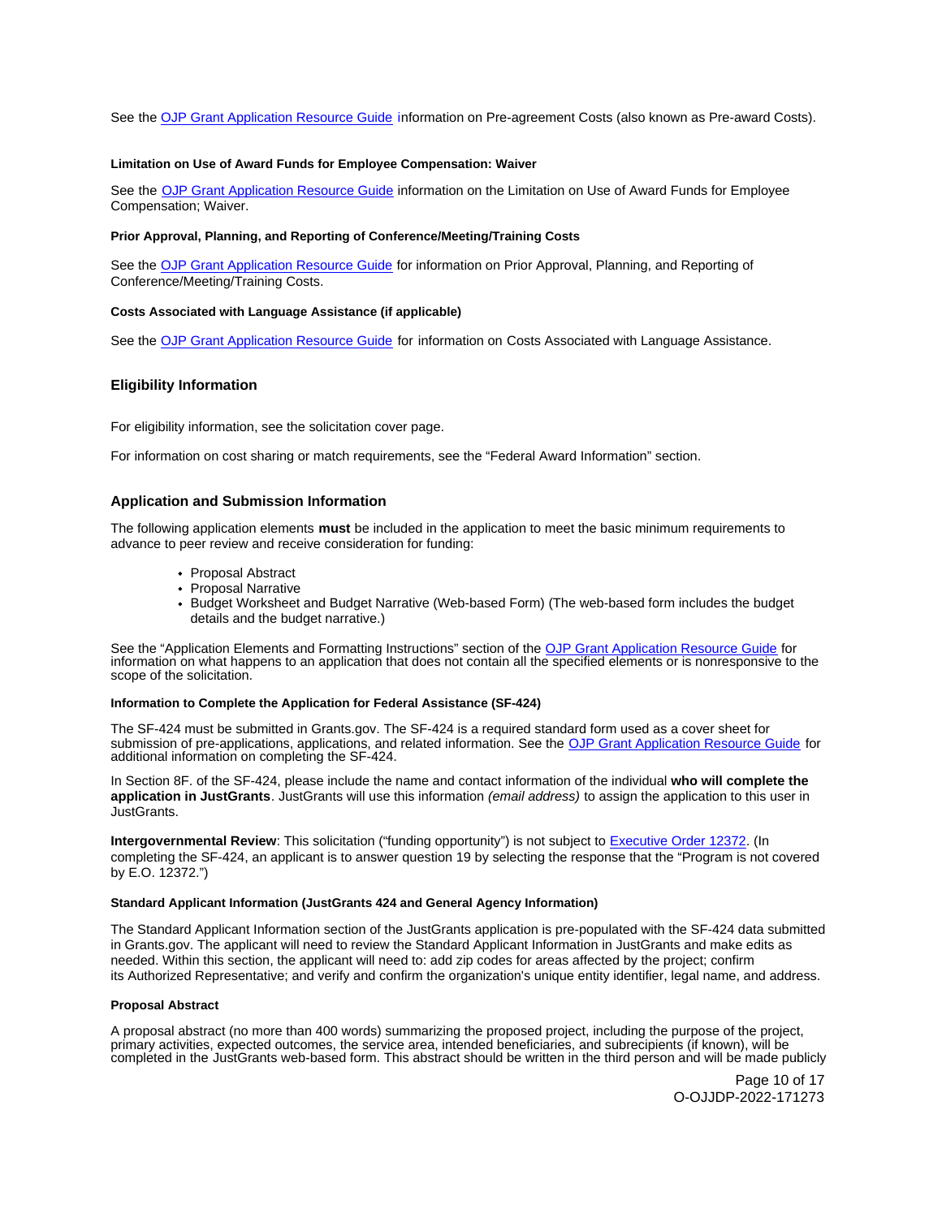See the OJP Grant Application Resource Guide information on Pre-agreement Costs (also known as Pre-award Costs).

#### Limitation on Use of Award Funds for Employee Compensation: Waiver

See the OJP Grant Application Resource Guide information on the Limitation on Use of Award Funds for Employee Compensation; Waiver.

#### Prior Approval, Planning, and Reporting of Conference/Meeting/Training Costs

See the OJP Grant Application Resource Guide for information on Prior Approval, Planning, and Reporting of Conference/Meeting/Training Costs.

#### Costs Associated with Language Assistance (if applicable)

See the OJP Grant Application Resource Guide for information on Costs Associated with Language Assistance.

### Eligibility Information

For eligibility information, see the solicitation cover page.

For information on cost sharing or match requirements, see the "Federal Award Information" section.

### Application and Submission Information

The following application elements **must** be included in the application to meet the basic minimum requirements to advance to peer review and receive consideration for funding:

- Proposal Abstract
- Proposal Narrative
- Budget Worksheet and Budget Narrative (Web-based Form) (The web-based form includes the budget details and the budget narrative.)

See the "Application Elements and Formatting Instructions" section of the OJP Grant Application Resource Guide for information on what happens to an application that does not contain all the specified elements or is nonresponsive to the scope of the solicitation.

#### Information to Complete the Application for Federal Assistance (SF-424)

The SF-424 must be submitted in Grants.gov. The SF-424 is a required standard form used as a cover sheet for submission of pre-applications, applications, and related information. See the OJP Grant Application Resource Guide for additional information on completing the SF-424.

In Section 8F. of the SF-424, please include the name and contact information of the individual **who will complete the application in JustGrants**. JustGrants will use this information *(email address)* to assign the application to this user in JustGrants.

**Intergovernmental Review**: This solicitation ("funding opportunity") is not subject to Executive Order 12372. (In completing the SF-424, an applicant is to answer question 19 by selecting the response that the "Program is not covered by E.O. 12372.")

#### Standard Applicant Information (JustGrants 424 and General Agency Information)

The Standard Applicant Information section of the JustGrants application is pre-populated with the SF-424 data submitted in Grants.gov. The applicant will need to review the Standard Applicant Information in JustGrants and make edits as needed. Within this section, the applicant will need to: add zip codes for areas affected by the project; confirm its Authorized Representative; and verify and confirm the organization's unique entity identifier, legal name, and address.

#### Proposal Abstract

A proposal abstract (no more than 400 words) summarizing the proposed project, including the purpose of the project, primary activities, expected outcomes, the service area, intended beneficiaries, and subrecipients (if known), will be completed in the JustGrants web-based form. This abstract should be written in the third person and will be made publicly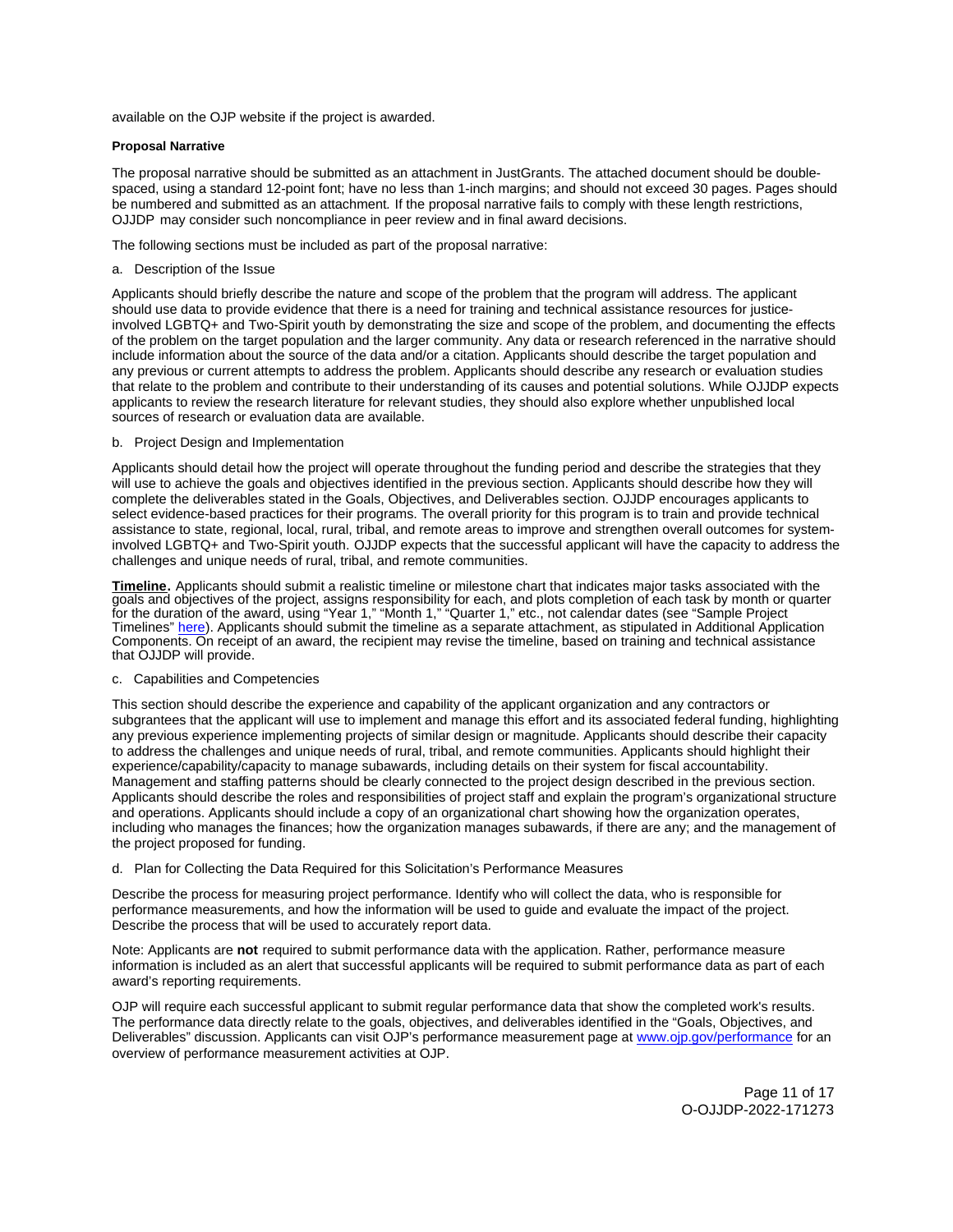available on the OJP website if the project is awarded.

**Proposal Narrative**

The proposal narrative should be submitted as an attachment in JustGrants. The attached document should be double-spaced, using a standard 12-point font; have no less than 1-inch margins; and should not exceed 30 pages. Pages should be numbered and submitted as an attachment. If the proposal narrative fails to comply with these length restrictions, OJJDP may consider such noncompliance in peer review and in final award decisions.

The following sections must be included as part of the proposal narrative:

a. Description of the Issue

Applicants should briefly describe the nature and scope of the problem that the program will address. The applicant should use data to provide evidence that there is a need for training and technical assistance resources for justice-involved LGBTQ+ and Two-Spirit youth by demonstrating the size and scope of the problem, and documenting the effects of the problem on the target population and the larger community. Any data or research referenced in the narrative should include information about the source of the data and/or a citation. Applicants should describe the target population and any previous or current attempts to address the problem. Applicants should describe any research or evaluation studies that relate to the problem and contribute to their understanding of its causes and potential solutions. While OJJDP expects applicants to review the research literature for relevant studies, they should also explore whether unpublished local sources of research or evaluation data are available.

b. Project Design and Implementation

Applicants should detail how the project will operate throughout the funding period and describe the strategies that they will use to achieve the goals and objectives identified in the previous section. Applicants should describe how they will complete the deliverables stated in the Goals, Objectives, and Deliverables section. OJJDP encourages applicants to select evidence-based practices for their programs. The overall priority for this program is to train and provide technical assistance to state, regional, local, rural, tribal, and remote areas to improve and strengthen overall outcomes for system-involved LGBTQ+ and Two-Spirit youth. OJJDP expects that the successful applicant will have the capacity to address the challenges and unique needs of rural, tribal, and remote communities.

**Timeline.** Applicants should submit a realistic timeline or milestone chart that indicates major tasks associated with the goals and objectives of the project, assigns responsibility for each, and plots completion of each task by month or quarter for the duration of the award, using "Year 1," "Month 1," "Quarter 1," etc., not calendar dates (see "Sample Project Timelines" [here](here)). Applicants should submit the timeline as a separate attachment, as stipulated in Additional Application Components. On receipt of an award, the recipient may revise the timeline, based on training and technical assistance that OJJDP will provide.

c. Capabilities and Competencies

This section should describe the experience and capability of the applicant organization and any contractors or subgrantees that the applicant will use to implement and manage this effort and its associated federal funding, highlighting any previous experience implementing projects of similar design or magnitude. Applicants should describe their capacity to address the challenges and unique needs of rural, tribal, and remote communities. Applicants should highlight their experience/capability/capacity to manage subawards, including details on their system for fiscal accountability. Management and staffing patterns should be clearly connected to the project design described in the previous section. Applicants should describe the roles and responsibilities of project staff and explain the program's organizational structure and operations. Applicants should include a copy of an organizational chart showing how the organization operates, including who manages the finances; how the organization manages subawards, if there are any; and the management of the project proposed for funding.

d. Plan for Collecting the Data Required for this Solicitation's Performance Measures

Describe the process for measuring project performance. Identify who will collect the data, who is responsible for performance measurements, and how the information will be used to guide and evaluate the impact of the project. Describe the process that will be used to accurately report data.

Note: Applicants are **not** required to submit performance data with the application. Rather, performance measure information is included as an alert that successful applicants will be required to submit performance data as part of each award's reporting requirements.

OJP will require each successful applicant to submit regular performance data that show the completed work's results. The performance data directly relate to the goals, objectives, and deliverables identified in the "Goals, Objectives, and Deliverables" discussion. Applicants can visit OJP's performance measurement page at [www.ojp.gov/performance](www.ojp.gov/performance) for an overview of performance measurement activities at OJP.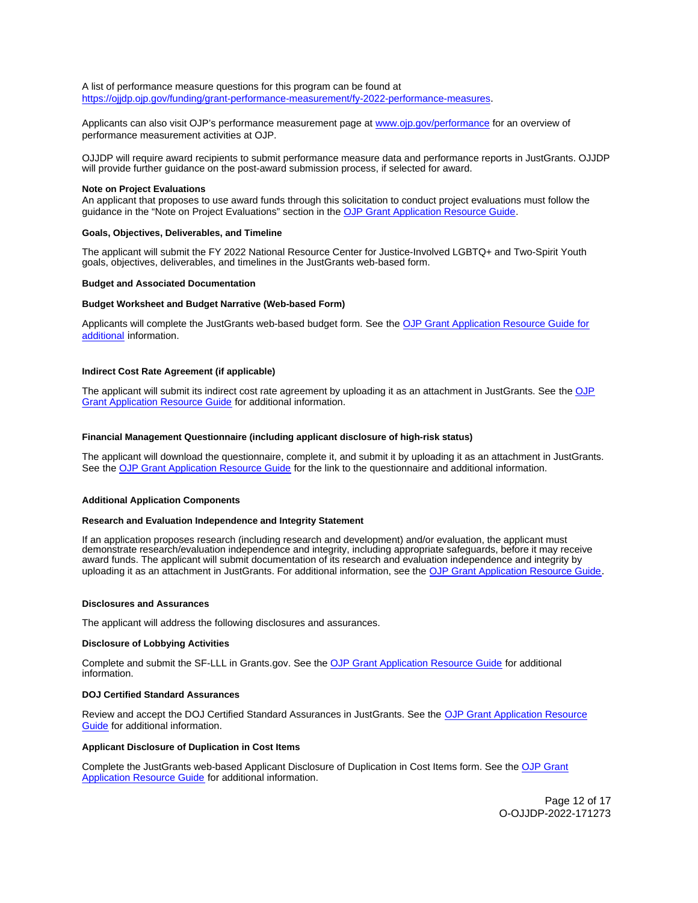A list of performance measure questions for this program can be found at https://ojjdp.ojp.gov/funding/grant-performance-measurement/fy-2022-performance-measures.

Applicants can also visit OJP's performance measurement page at www.ojp.gov/performance for an overview of performance measurement activities at OJP.

OJJDP will require award recipients to submit performance measure data and performance reports in JustGrants. OJJDP will provide further guidance on the post-award submission process, if selected for award.

**Note on Project Evaluations**

An applicant that proposes to use award funds through this solicitation to conduct project evaluations must follow the guidance in the "Note on Project Evaluations" section in the OJP Grant Application Resource Guide.

**Goals, Objectives, Deliverables, and Timeline**

The applicant will submit the FY 2022 National Resource Center for Justice-Involved LGBTQ+ and Two-Spirit Youth goals, objectives, deliverables, and timelines in the JustGrants web-based form.

**Budget and Associated Documentation**

**Budget Worksheet and Budget Narrative (Web-based Form)**

Applicants will complete the JustGrants web-based budget form. See the OJP Grant Application Resource Guide for additional information.

**Indirect Cost Rate Agreement (if applicable)**

The applicant will submit its indirect cost rate agreement by uploading it as an attachment in JustGrants. See the OJP Grant Application Resource Guide for additional information.

**Financial Management Questionnaire (including applicant disclosure of high-risk status)**

The applicant will download the questionnaire, complete it, and submit it by uploading it as an attachment in JustGrants. See the OJP Grant Application Resource Guide for the link to the questionnaire and additional information.

**Additional Application Components**

**Research and Evaluation Independence and Integrity Statement**

If an application proposes research (including research and development) and/or evaluation, the applicant must demonstrate research/evaluation independence and integrity, including appropriate safeguards, before it may receive award funds. The applicant will submit documentation of its research and evaluation independence and integrity by uploading it as an attachment in JustGrants. For additional information, see the OJP Grant Application Resource Guide.

**Disclosures and Assurances**

The applicant will address the following disclosures and assurances.

**Disclosure of Lobbying Activities**

Complete and submit the SF-LLL in Grants.gov. See the OJP Grant Application Resource Guide for additional information.

**DOJ Certified Standard Assurances**

Review and accept the DOJ Certified Standard Assurances in JustGrants. See the OJP Grant Application Resource Guide for additional information.

**Applicant Disclosure of Duplication in Cost Items**

Complete the JustGrants web-based Applicant Disclosure of Duplication in Cost Items form. See the OJP Grant Application Resource Guide for additional information.

O-OJJDP-2022-171273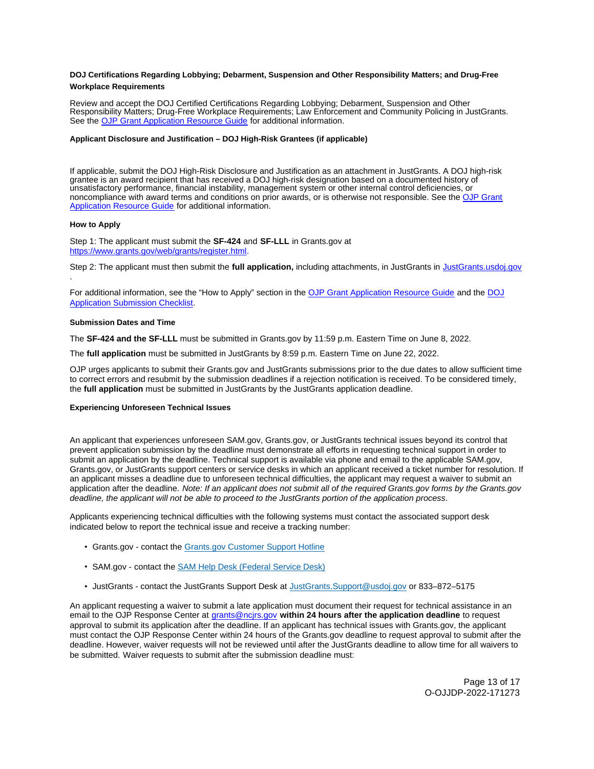**DOJ Certifications Regarding Lobbying; Debarment, Suspension and Other Responsibility Matters; and Drug-Free Workplace Requirements**

Review and accept the DOJ Certified Certifications Regarding Lobbying; Debarment, Suspension and Other Responsibility Matters; Drug-Free Workplace Requirements; Law Enforcement and Community Policing in JustGrants. See the [OJP Grant Application Resource Guide](OJP Grant Application Resource Guide) for additional information.

**Applicant Disclosure and Justification – DOJ High-Risk Grantees (if applicable)**

If applicable, submit the DOJ High-Risk Disclosure and Justification as an attachment in JustGrants. A DOJ high-risk grantee is an award recipient that has received a DOJ high-risk designation based on a documented history of unsatisfactory performance, financial instability, management system or other internal control deficiencies, or noncompliance with award terms and conditions on prior awards, or is otherwise not responsible. See the [OJP Grant Application Resource Guide](OJP Grant Application Resource Guide) for additional information.

**How to Apply**

Step 1: The applicant must submit the **SF-424** and **SF-LLL** in Grants.gov at https://www.grants.gov/web/grants/register.html.

Step 2: The applicant must then submit the **full application,** including attachments, in JustGrants in [JustGrants.usdoj.gov](JustGrants.usdoj.gov)
.

For additional information, see the "How to Apply" section in the [OJP Grant Application Resource Guide](OJP Grant Application Resource Guide) and the [DOJ Application Submission Checklist](DOJ Application Submission Checklist).

**Submission Dates and Time**

The **SF-424 and the SF-LLL** must be submitted in Grants.gov by 11:59 p.m. Eastern Time on June 8, 2022.

The **full application** must be submitted in JustGrants by 8:59 p.m. Eastern Time on June 22, 2022.

OJP urges applicants to submit their Grants.gov and JustGrants submissions prior to the due dates to allow sufficient time to correct errors and resubmit by the submission deadlines if a rejection notification is received. To be considered timely, the **full application** must be submitted in JustGrants by the JustGrants application deadline.

**Experiencing Unforeseen Technical Issues**

An applicant that experiences unforeseen SAM.gov, Grants.gov, or JustGrants technical issues beyond its control that prevent application submission by the deadline must demonstrate all efforts in requesting technical support in order to submit an application by the deadline. Technical support is available via phone and email to the applicable SAM.gov, Grants.gov, or JustGrants support centers or service desks in which an applicant received a ticket number for resolution. If an applicant misses a deadline due to unforeseen technical difficulties, the applicant may request a waiver to submit an application after the deadline. *Note: If an applicant does not submit all of the required Grants.gov forms by the Grants.gov deadline, the applicant will not be able to proceed to the JustGrants portion of the application process*.

Applicants experiencing technical difficulties with the following systems must contact the associated support desk indicated below to report the technical issue and receive a tracking number:

- Grants.gov - contact the [Grants.gov Customer Support Hotline](Grants.gov Customer Support Hotline)
- SAM.gov - contact the [SAM Help Desk (Federal Service Desk)](SAM Help Desk (Federal Service Desk))
- JustGrants - contact the JustGrants Support Desk at JustGrants.Support@usdoj.gov or 833–872–5175

An applicant requesting a waiver to submit a late application must document their request for technical assistance in an email to the OJP Response Center at grants@ncjrs.gov **within 24 hours after the application deadline** to request approval to submit its application after the deadline. If an applicant has technical issues with Grants.gov, the applicant must contact the OJP Response Center within 24 hours of the Grants.gov deadline to request approval to submit after the deadline. However, waiver requests will not be reviewed until after the JustGrants deadline to allow time for all waivers to be submitted. Waiver requests to submit after the submission deadline must: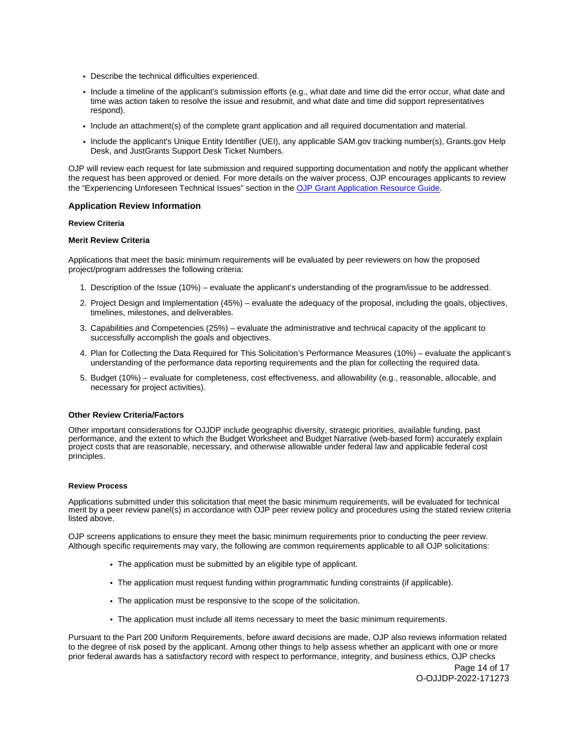- Describe the technical difficulties experienced.
- Include a timeline of the applicant's submission efforts (e.g., what date and time did the error occur, what date and time was action taken to resolve the issue and resubmit, and what date and time did support representatives respond).
- Include an attachment(s) of the complete grant application and all required documentation and material.
- Include the applicant's Unique Entity Identifier (UEI), any applicable SAM.gov tracking number(s), Grants.gov Help Desk, and JustGrants Support Desk Ticket Numbers.

OJP will review each request for late submission and required supporting documentation and notify the applicant whether the request has been approved or denied. For more details on the waiver process, OJP encourages applicants to review the "Experiencing Unforeseen Technical Issues" section in the [OJP Grant Application Resource Guide](OJP Grant Application Resource Guide).

## Application Review Information

#### Review Criteria

#### Merit Review Criteria

Applications that meet the basic minimum requirements will be evaluated by peer reviewers on how the proposed project/program addresses the following criteria:

1. Description of the Issue (10%) – evaluate the applicant's understanding of the program/issue to be addressed.
2. Project Design and Implementation (45%) – evaluate the adequacy of the proposal, including the goals, objectives, timelines, milestones, and deliverables.
3. Capabilities and Competencies (25%) – evaluate the administrative and technical capacity of the applicant to successfully accomplish the goals and objectives.
4. Plan for Collecting the Data Required for This Solicitation's Performance Measures (10%) – evaluate the applicant's understanding of the performance data reporting requirements and the plan for collecting the required data.
5. Budget (10%) – evaluate for completeness, cost effectiveness, and allowability (e.g., reasonable, allocable, and necessary for project activities).

#### Other Review Criteria/Factors

Other important considerations for OJJDP include geographic diversity, strategic priorities, available funding, past performance, and the extent to which the Budget Worksheet and Budget Narrative (web-based form) accurately explain project costs that are reasonable, necessary, and otherwise allowable under federal law and applicable federal cost principles.

#### Review Process

Applications submitted under this solicitation that meet the basic minimum requirements, will be evaluated for technical merit by a peer review panel(s) in accordance with OJP peer review policy and procedures using the stated review criteria listed above.

OJP screens applications to ensure they meet the basic minimum requirements prior to conducting the peer review. Although specific requirements may vary, the following are common requirements applicable to all OJP solicitations:

- The application must be submitted by an eligible type of applicant.
- The application must request funding within programmatic funding constraints (if applicable).
- The application must be responsive to the scope of the solicitation.
- The application must include all items necessary to meet the basic minimum requirements.

Pursuant to the Part 200 Uniform Requirements, before award decisions are made, OJP also reviews information related to the degree of risk posed by the applicant. Among other things to help assess whether an applicant with one or more prior federal awards has a satisfactory record with respect to performance, integrity, and business ethics, OJP checks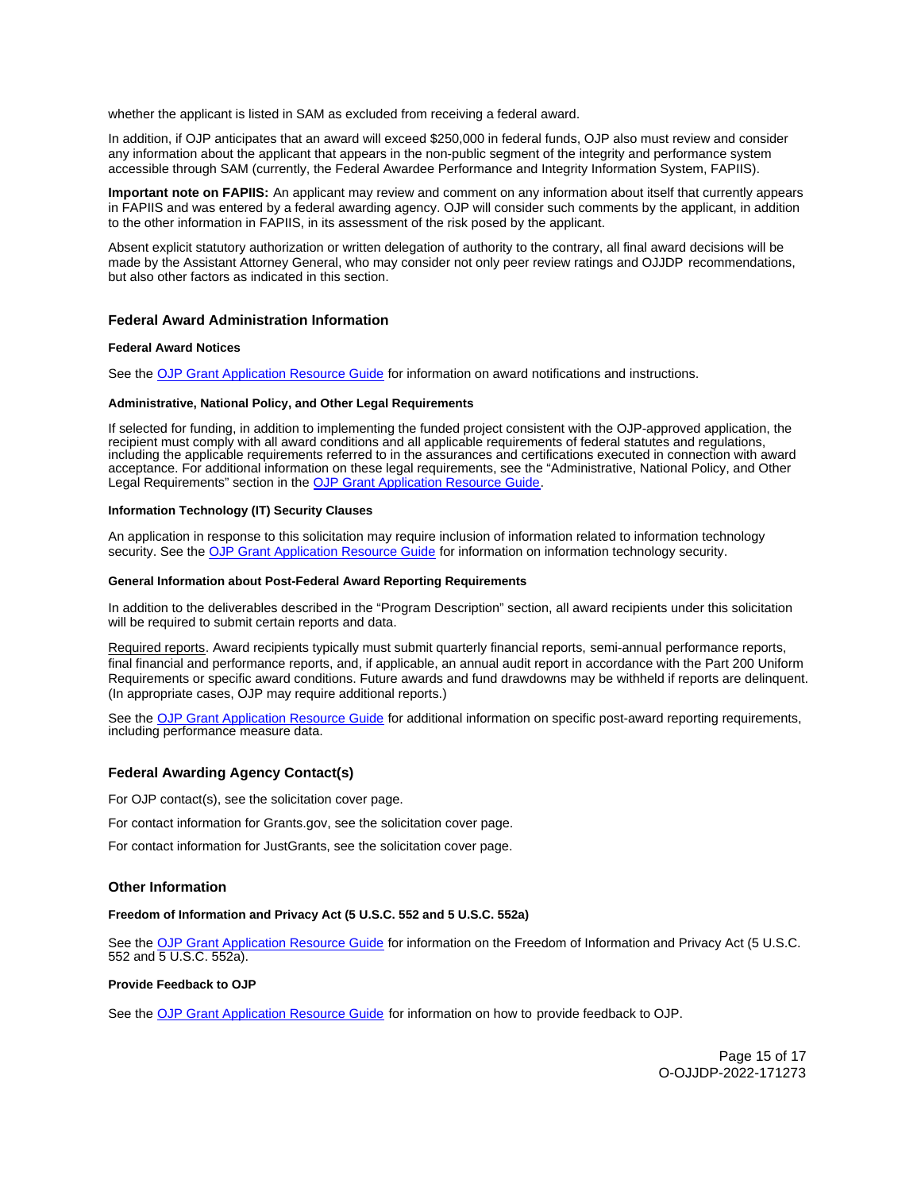whether the applicant is listed in SAM as excluded from receiving a federal award.

In addition, if OJP anticipates that an award will exceed $250,000 in federal funds, OJP also must review and consider any information about the applicant that appears in the non-public segment of the integrity and performance system accessible through SAM (currently, the Federal Awardee Performance and Integrity Information System, FAPIIS).

**Important note on FAPIIS:** An applicant may review and comment on any information about itself that currently appears in FAPIIS and was entered by a federal awarding agency. OJP will consider such comments by the applicant, in addition to the other information in FAPIIS, in its assessment of the risk posed by the applicant.

Absent explicit statutory authorization or written delegation of authority to the contrary, all final award decisions will be made by the Assistant Attorney General, who may consider not only peer review ratings and OJJDP recommendations, but also other factors as indicated in this section.

## Federal Award Administration Information

#### Federal Award Notices

See the OJP Grant Application Resource Guide for information on award notifications and instructions.

#### Administrative, National Policy, and Other Legal Requirements

If selected for funding, in addition to implementing the funded project consistent with the OJP-approved application, the recipient must comply with all award conditions and all applicable requirements of federal statutes and regulations, including the applicable requirements referred to in the assurances and certifications executed in connection with award acceptance. For additional information on these legal requirements, see the "Administrative, National Policy, and Other Legal Requirements" section in the OJP Grant Application Resource Guide.

#### Information Technology (IT) Security Clauses

An application in response to this solicitation may require inclusion of information related to information technology security. See the OJP Grant Application Resource Guide for information on information technology security.

#### General Information about Post-Federal Award Reporting Requirements

In addition to the deliverables described in the "Program Description" section, all award recipients under this solicitation will be required to submit certain reports and data.

Required reports. Award recipients typically must submit quarterly financial reports, semi-annual performance reports, final financial and performance reports, and, if applicable, an annual audit report in accordance with the Part 200 Uniform Requirements or specific award conditions. Future awards and fund drawdowns may be withheld if reports are delinquent. (In appropriate cases, OJP may require additional reports.)

See the OJP Grant Application Resource Guide for additional information on specific post-award reporting requirements, including performance measure data.

## Federal Awarding Agency Contact(s)

For OJP contact(s), see the solicitation cover page.

For contact information for Grants.gov, see the solicitation cover page.

For contact information for JustGrants, see the solicitation cover page.

## Other Information

#### Freedom of Information and Privacy Act (5 U.S.C. 552 and 5 U.S.C. 552a)

See the OJP Grant Application Resource Guide for information on the Freedom of Information and Privacy Act (5 U.S.C. 552 and 5 U.S.C. 552a).

#### Provide Feedback to OJP

See the OJP Grant Application Resource Guide for information on how to provide feedback to OJP.

O-OJJDP-2022-171273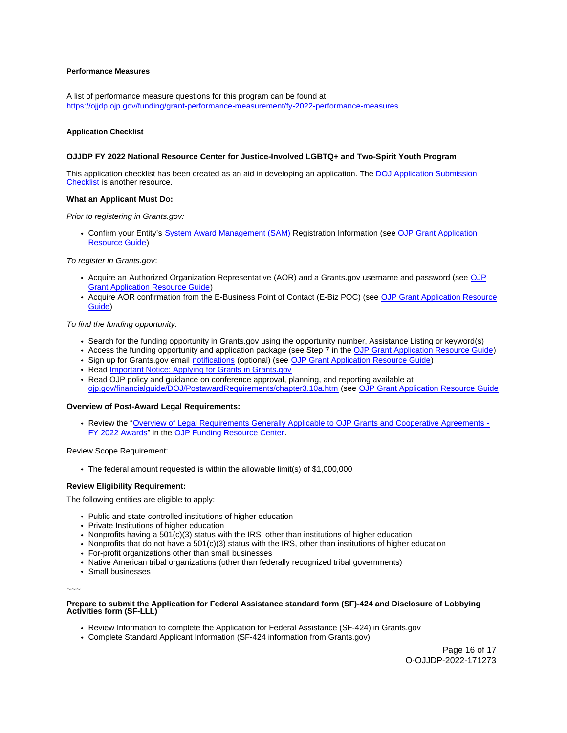**Performance Measures**

A list of performance measure questions for this program can be found at https://ojjdp.ojp.gov/funding/grant-performance-measurement/fy-2022-performance-measures.

**Application Checklist**

**OJJDP FY 2022 National Resource Center for Justice-Involved LGBTQ+ and Two-Spirit Youth Program**

This application checklist has been created as an aid in developing an application. The DOJ Application Submission Checklist is another resource.

**What an Applicant Must Do:**

*Prior to registering in Grants.gov:*

- Confirm your Entity's System Award Management (SAM) Registration Information (see OJP Grant Application Resource Guide)

*To register in Grants.gov*:

- Acquire an Authorized Organization Representative (AOR) and a Grants.gov username and password (see OJP Grant Application Resource Guide)
- Acquire AOR confirmation from the E-Business Point of Contact (E-Biz POC) (see OJP Grant Application Resource Guide)

*To find the funding opportunity:*

- Search for the funding opportunity in Grants.gov using the opportunity number, Assistance Listing or keyword(s)
- Access the funding opportunity and application package (see Step 7 in the OJP Grant Application Resource Guide)
- Sign up for Grants.gov email notifications (optional) (see OJP Grant Application Resource Guide)
- Read Important Notice: Applying for Grants in Grants.gov
- Read OJP policy and guidance on conference approval, planning, and reporting available at ojp.gov/financialguide/DOJ/PostawardRequirements/chapter3.10a.htm (see OJP Grant Application Resource Guide

**Overview of Post-Award Legal Requirements:**

- Review the "Overview of Legal Requirements Generally Applicable to OJP Grants and Cooperative Agreements - FY 2022 Awards" in the OJP Funding Resource Center.

Review Scope Requirement:

- The federal amount requested is within the allowable limit(s) of $1,000,000

**Review Eligibility Requirement:**

The following entities are eligible to apply:

- Public and state-controlled institutions of higher education
- Private Institutions of higher education
- Nonprofits having a 501(c)(3) status with the IRS, other than institutions of higher education
- Nonprofits that do not have a 501(c)(3) status with the IRS, other than institutions of higher education
- For-profit organizations other than small businesses
- Native American tribal organizations (other than federally recognized tribal governments)
- Small businesses

~~~

**Prepare to submit the Application for Federal Assistance standard form (SF)-424 and Disclosure of Lobbying Activities form (SF-LLL)**

- Review Information to complete the Application for Federal Assistance (SF-424) in Grants.gov
- Complete Standard Applicant Information (SF-424 information from Grants.gov)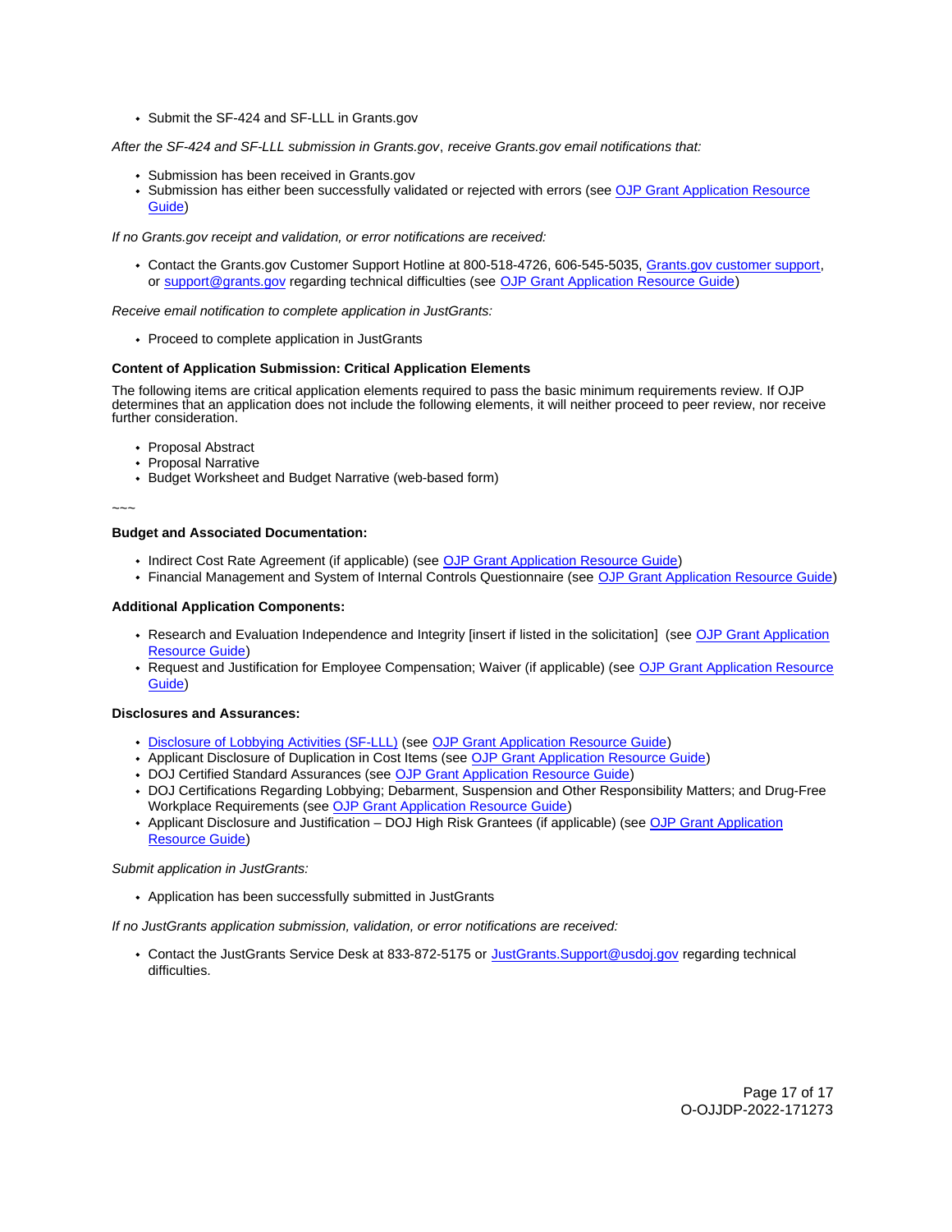- Submit the SF-424 and SF-LLL in Grants.gov

*After the SF-424 and SF-LLL submission in Grants.gov, receive Grants.gov email notifications that:*

- Submission has been received in Grants.gov
- Submission has either been successfully validated or rejected with errors (see OJP Grant Application Resource Guide)

*If no Grants.gov receipt and validation, or error notifications are received:*

- Contact the Grants.gov Customer Support Hotline at 800-518-4726, 606-545-5035, Grants.gov customer support, or support@grants.gov regarding technical difficulties (see OJP Grant Application Resource Guide)

*Receive email notification to complete application in JustGrants:*

- Proceed to complete application in JustGrants

**Content of Application Submission: Critical Application Elements**

The following items are critical application elements required to pass the basic minimum requirements review. If OJP determines that an application does not include the following elements, it will neither proceed to peer review, nor receive further consideration.

- Proposal Abstract
- Proposal Narrative
- Budget Worksheet and Budget Narrative (web-based form)

~~~

**Budget and Associated Documentation:**

- Indirect Cost Rate Agreement (if applicable) (see OJP Grant Application Resource Guide)
- Financial Management and System of Internal Controls Questionnaire (see OJP Grant Application Resource Guide)

**Additional Application Components:**

- Research and Evaluation Independence and Integrity [insert if listed in the solicitation] (see OJP Grant Application Resource Guide)
- Request and Justification for Employee Compensation; Waiver (if applicable) (see OJP Grant Application Resource Guide)

**Disclosures and Assurances:**

- Disclosure of Lobbying Activities (SF-LLL) (see OJP Grant Application Resource Guide)
- Applicant Disclosure of Duplication in Cost Items (see OJP Grant Application Resource Guide)
- DOJ Certified Standard Assurances (see OJP Grant Application Resource Guide)
- DOJ Certifications Regarding Lobbying; Debarment, Suspension and Other Responsibility Matters; and Drug-Free Workplace Requirements (see OJP Grant Application Resource Guide)
- Applicant Disclosure and Justification – DOJ High Risk Grantees (if applicable) (see OJP Grant Application Resource Guide)

*Submit application in JustGrants:*

- Application has been successfully submitted in JustGrants

*If no JustGrants application submission, validation, or error notifications are received:*

- Contact the JustGrants Service Desk at 833-872-5175 or JustGrants.Support@usdoj.gov regarding technical difficulties.